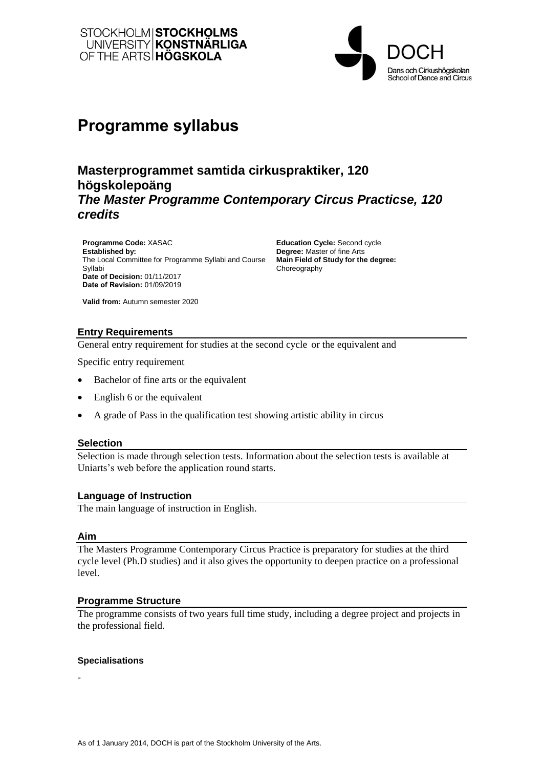STOCKHOLM UNIVERSITY OF THE ARTS | STOCKHOLMS KONSTNÄRLIGA HÖGSKOLA

DOCH
Dans och Cirkushögskolan
School of Dance and Circus

# Programme syllabus

## Masterprogrammet samtida cirkuspraktiker, 120 högskolepoäng
## *The Master Programme Contemporary Circus Practicse, 120 credits*

**Programme Code:** XASAC
**Established by:**
The Local Committee for Programme Syllabi and Course Syllabi
**Date of Decision:** 01/11/2017
**Date of Revision:** 01/09/2019

**Education Cycle:** Second cycle
**Degree:** Master of fine Arts
**Main Field of Study for the degree:**
Choreography

**Valid from:** Autumn semester 2020

### Entry Requirements

General entry requirement for studies at the second cycle or the equivalent and

Specific entry requirement

- Bachelor of fine arts or the equivalent
- English 6 or the equivalent
- A grade of Pass in the qualification test showing artistic ability in circus

### Selection

Selection is made through selection tests. Information about the selection tests is available at Uniarts's web before the application round starts.

### Language of Instruction

The main language of instruction in English.

### Aim

The Masters Programme Contemporary Circus Practice is preparatory for studies at the third cycle level (Ph.D studies) and it also gives the opportunity to deepen practice on a professional level.

### Programme Structure

The programme consists of two years full time study, including a degree project and projects in the professional field.

#### Specialisations

-

As of 1 January 2014, DOCH is part of the Stockholm University of the Arts.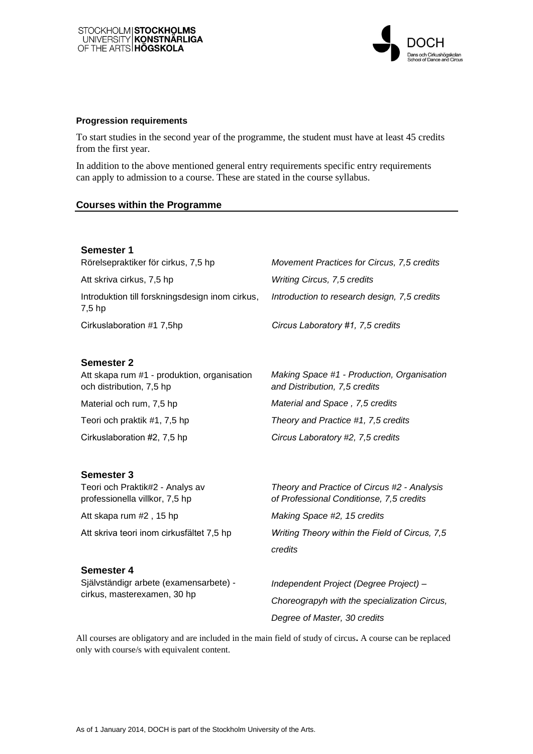**Progression requirements**

To start studies in the second year of the programme, the student must have at least 45 credits from the first year.

In addition to the above mentioned general entry requirements specific entry requirements can apply to admission to a course. These are stated in the course syllabus.

## Courses within the Programme

**Semester 1**

| | |
|---|---|
| Rörelsepraktiker för cirkus, 7,5 hp | *Movement Practices for Circus, 7,5 credits* |
| Att skriva cirkus, 7,5 hp | *Writing Circus, 7,5 credits* |
| Introduktion till forskningsdesign inom cirkus, 7,5 hp | *Introduction to research design, 7,5 credits* |
| Cirkuslaboration #1 7,5hp | *Circus Laboratory #1, 7,5 credits* |

**Semester 2**

| | |
|---|---|
| Att skapa rum #1 - produktion, organisation och distribution, 7,5 hp | *Making Space #1 - Production, Organisation and Distribution, 7,5 credits* |
| Material och rum, 7,5 hp | *Material and Space , 7,5 credits* |
| Teori och praktik #1, 7,5 hp | *Theory and Practice #1, 7,5 credits* |
| Cirkuslaboration #2, 7,5 hp | *Circus Laboratory #2, 7,5 credits* |

**Semester 3**

| | |
|---|---|
| Teori och Praktik#2 - Analys av professionella villkor, 7,5 hp | *Theory and Practice of Circus #2 - Analysis of Professional Conditionse, 7,5 credits* |
| Att skapa rum #2 , 15 hp | *Making Space #2, 15 credits* |
| Att skriva teori inom cirkusfältet 7,5 hp | *Writing Theory within the Field of Circus, 7,5 credits* |

**Semester 4**

| | |
|---|---|
| Självständigr arbete (examensarbete) - cirkus, masterexamen, 30 hp | *Independent Project (Degree Project) – Choreograpyh with the specialization Circus, Degree of Master, 30 credits* |

All courses are obligatory and are included in the main field of study of circus**.** A course can be replaced only with course/s with equivalent content.

As of 1 January 2014, DOCH is part of the Stockholm University of the Arts.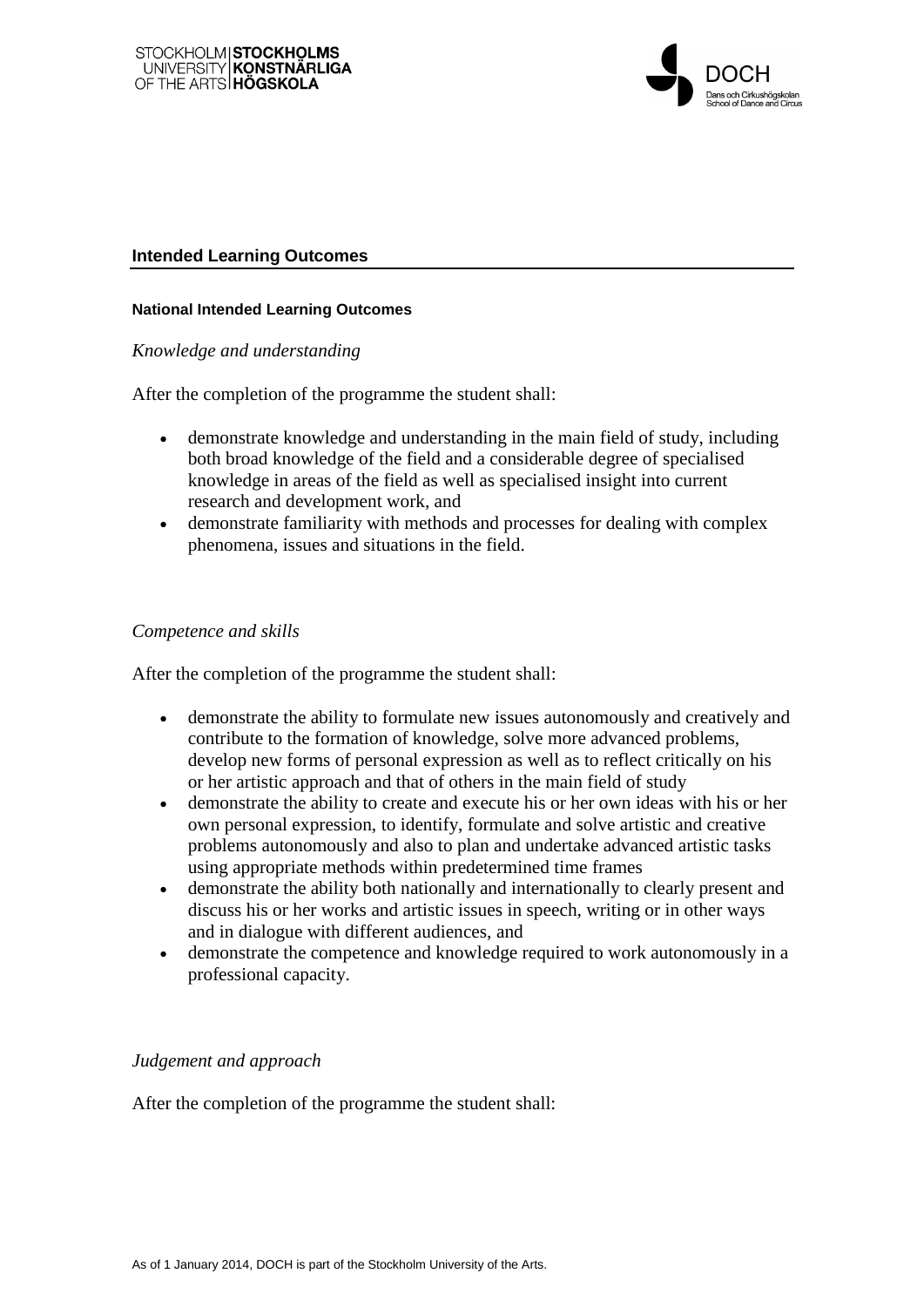## Intended Learning Outcomes

### National Intended Learning Outcomes

*Knowledge and understanding*

After the completion of the programme the student shall:

- demonstrate knowledge and understanding in the main field of study, including both broad knowledge of the field and a considerable degree of specialised knowledge in areas of the field as well as specialised insight into current research and development work, and
- demonstrate familiarity with methods and processes for dealing with complex phenomena, issues and situations in the field.

*Competence and skills*

After the completion of the programme the student shall:

- demonstrate the ability to formulate new issues autonomously and creatively and contribute to the formation of knowledge, solve more advanced problems, develop new forms of personal expression as well as to reflect critically on his or her artistic approach and that of others in the main field of study
- demonstrate the ability to create and execute his or her own ideas with his or her own personal expression, to identify, formulate and solve artistic and creative problems autonomously and also to plan and undertake advanced artistic tasks using appropriate methods within predetermined time frames
- demonstrate the ability both nationally and internationally to clearly present and discuss his or her works and artistic issues in speech, writing or in other ways and in dialogue with different audiences, and
- demonstrate the competence and knowledge required to work autonomously in a professional capacity.

*Judgement and approach*

After the completion of the programme the student shall: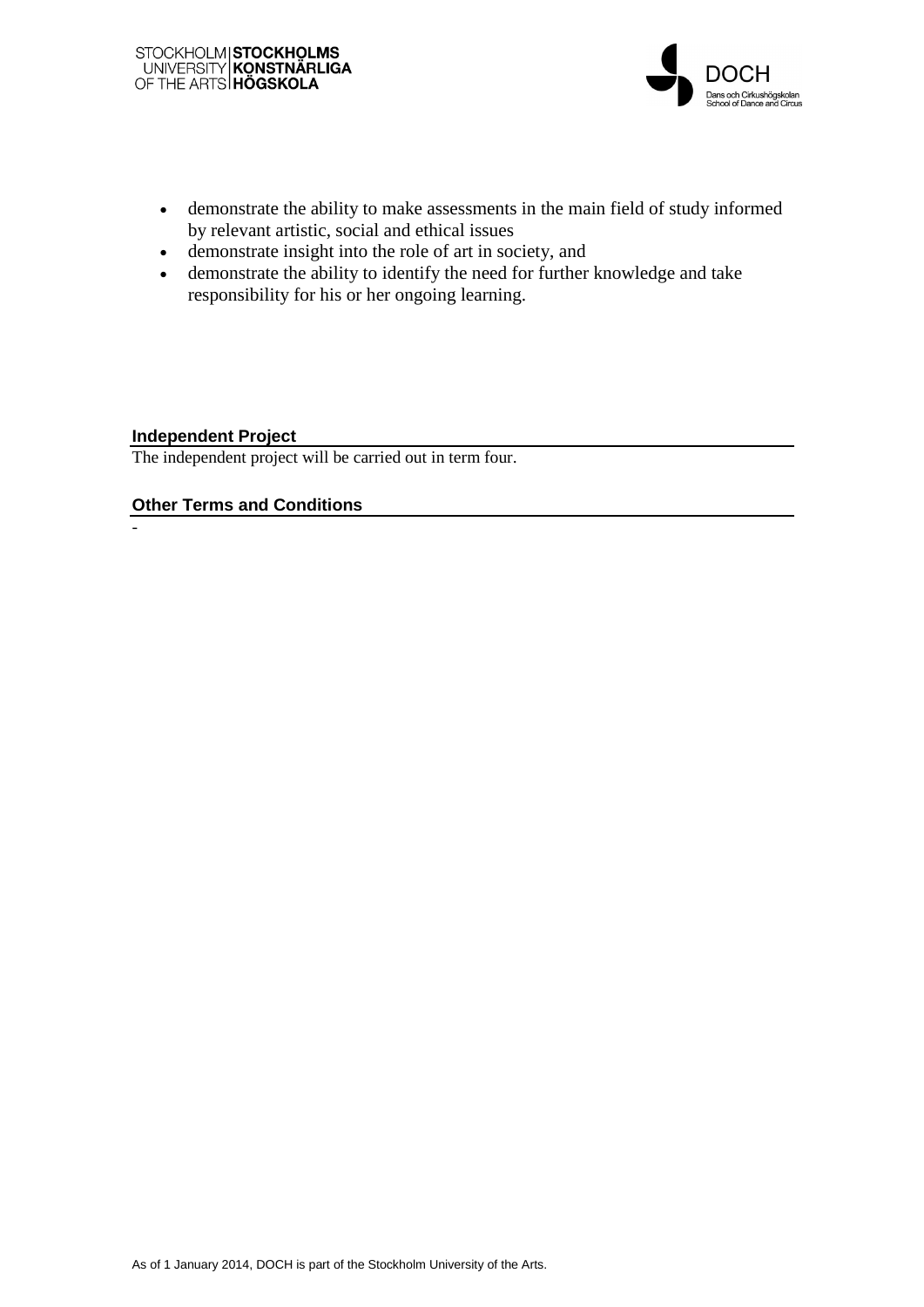- demonstrate the ability to make assessments in the main field of study informed by relevant artistic, social and ethical issues
- demonstrate insight into the role of art in society, and
- demonstrate the ability to identify the need for further knowledge and take responsibility for his or her ongoing learning.

## Independent Project

The independent project will be carried out in term four.

## Other Terms and Conditions

-

As of 1 January 2014, DOCH is part of the Stockholm University of the Arts.